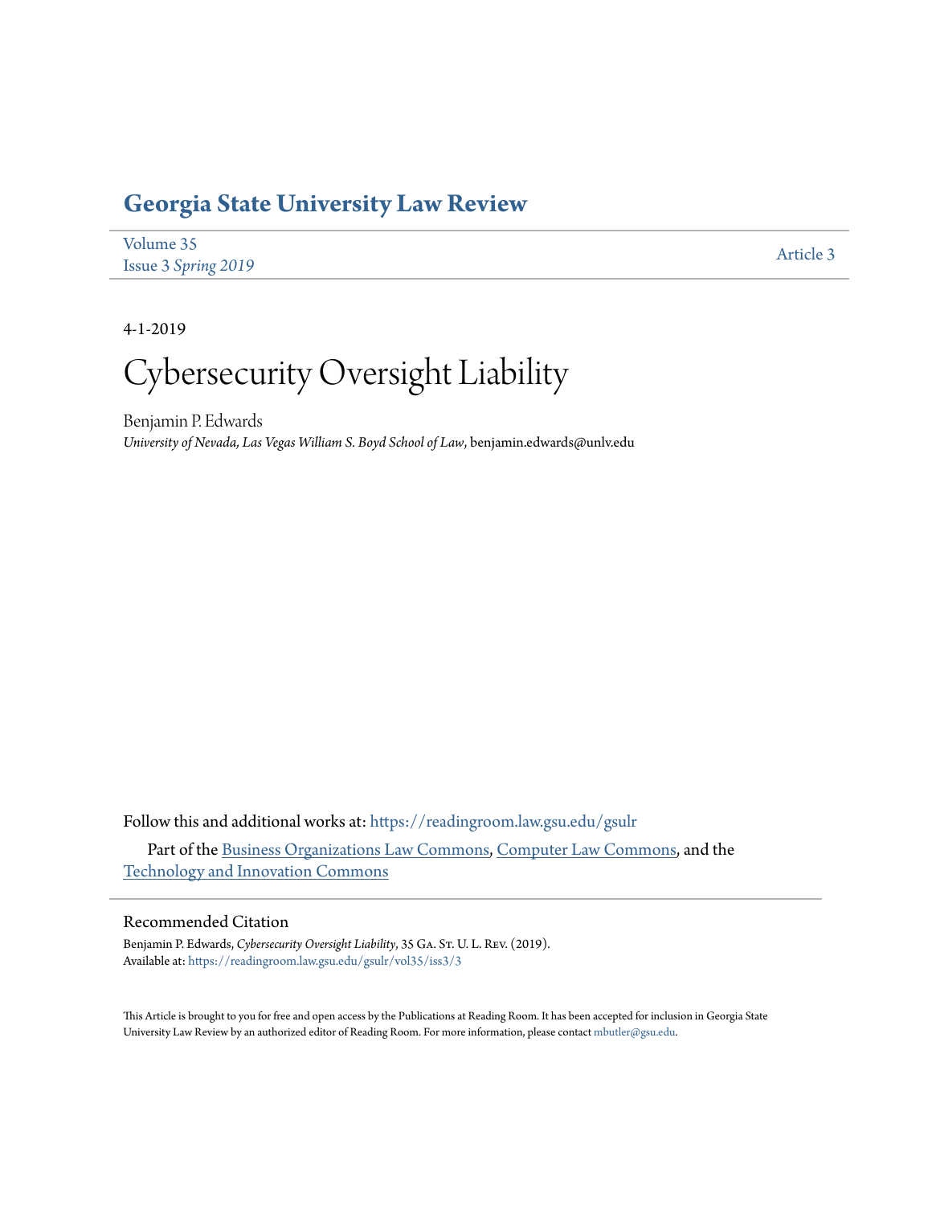# Georgia State University Law Review

Volume 35
Issue 3 *Spring 2019*

Article 3

4-1-2019

# Cybersecurity Oversight Liability

Benjamin P. Edwards
*University of Nevada, Las Vegas William S. Boyd School of Law*, benjamin.edwards@unlv.edu

Follow this and additional works at: https://readingroom.law.gsu.edu/gsulr

Part of the Business Organizations Law Commons, Computer Law Commons, and the Technology and Innovation Commons

## Recommended Citation

Benjamin P. Edwards, *Cybersecurity Oversight Liability*, 35 Ga. St. U. L. Rev. (2019).
Available at: https://readingroom.law.gsu.edu/gsulr/vol35/iss3/3

This Article is brought to you for free and open access by the Publications at Reading Room. It has been accepted for inclusion in Georgia State University Law Review by an authorized editor of Reading Room. For more information, please contact mbutler@gsu.edu.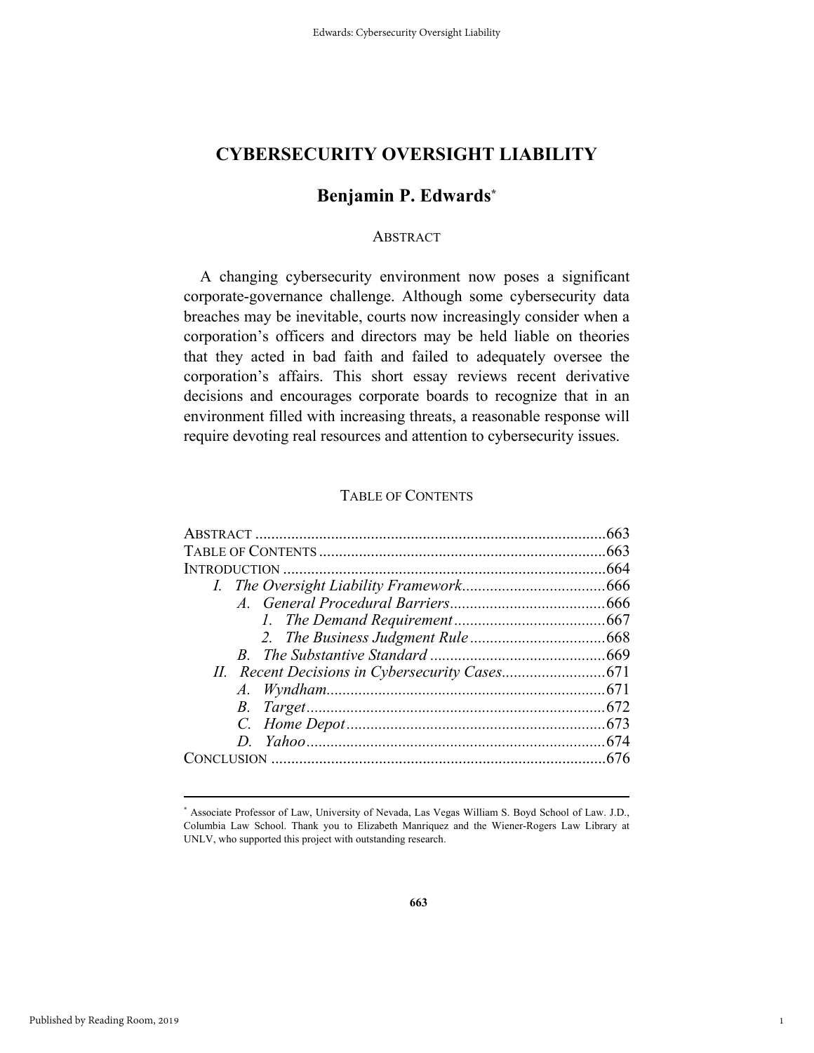# CYBERSECURITY OVERSIGHT LIABILITY

## Benjamin P. Edwards*

### ABSTRACT

A changing cybersecurity environment now poses a significant corporate-governance challenge. Although some cybersecurity data breaches may be inevitable, courts now increasingly consider when a corporation's officers and directors may be held liable on theories that they acted in bad faith and failed to adequately oversee the corporation's affairs. This short essay reviews recent derivative decisions and encourages corporate boards to recognize that in an environment filled with increasing threats, a reasonable response will require devoting real resources and attention to cybersecurity issues.

### TABLE OF CONTENTS

ABSTRACT .......................................................................................663
TABLE OF CONTENTS .......................................................................663
INTRODUCTION ................................................................................664

- *I. The Oversight Liability Framework*....................................666
  - *A. General Procedural Barriers*.......................................666
    - *1. The Demand Requirement*......................................667
    - *2. The Business Judgment Rule*..................................668
  - *B. The Substantive Standard* ............................................669
- *II. Recent Decisions in Cybersecurity Cases*..........................671
  - *A. Wyndham*......................................................................671
  - *B. Target*...........................................................................672
  - *C. Home Depot*.................................................................673
  - *D. Yahoo*...........................................................................674

CONCLUSION ...................................................................................676

---

\* Associate Professor of Law, University of Nevada, Las Vegas William S. Boyd School of Law. J.D., Columbia Law School. Thank you to Elizabeth Manriquez and the Wiener-Rogers Law Library at UNLV, who supported this project with outstanding research.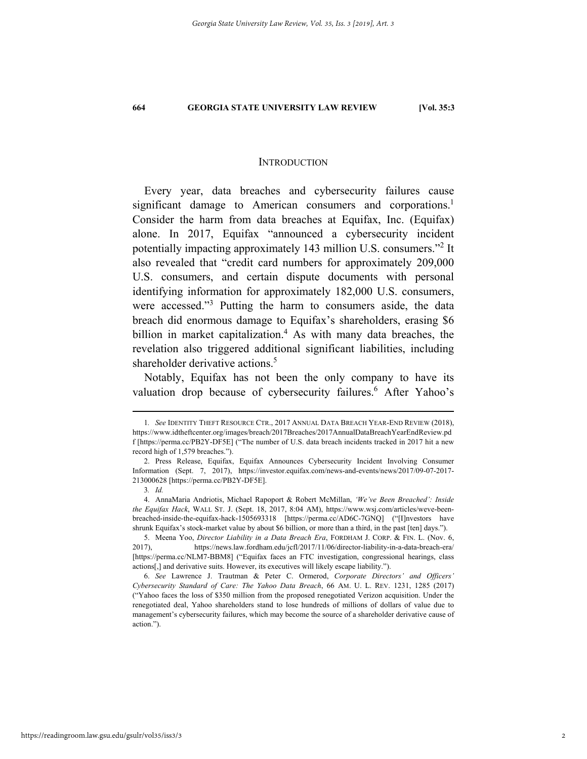## INTRODUCTION

Every year, data breaches and cybersecurity failures cause significant damage to American consumers and corporations.[1] Consider the harm from data breaches at Equifax, Inc. (Equifax) alone. In 2017, Equifax "announced a cybersecurity incident potentially impacting approximately 143 million U.S. consumers."[2] It also revealed that "credit card numbers for approximately 209,000 U.S. consumers, and certain dispute documents with personal identifying information for approximately 182,000 U.S. consumers, were accessed."[3] Putting the harm to consumers aside, the data breach did enormous damage to Equifax's shareholders, erasing $6 billion in market capitalization.[4] As with many data breaches, the revelation also triggered additional significant liabilities, including shareholder derivative actions.[5]

Notably, Equifax has not been the only company to have its valuation drop because of cybersecurity failures.[6] After Yahoo's

---

1. *See* IDENTITY THEFT RESOURCE CTR., 2017 ANNUAL DATA BREACH YEAR-END REVIEW (2018), https://www.idtheftcenter.org/images/breach/2017Breaches/2017AnnualDataBreachYearEndReview.pdf [https://perma.cc/PB2Y-DF5E] ("The number of U.S. data breach incidents tracked in 2017 hit a new record high of 1,579 breaches.").

2. Press Release, Equifax, Equifax Announces Cybersecurity Incident Involving Consumer Information (Sept. 7, 2017), https://investor.equifax.com/news-and-events/news/2017/09-07-2017-213000628 [https://perma.cc/PB2Y-DF5E].

3. *Id.*

4. AnnaMaria Andriotis, Michael Rapoport & Robert McMillan, *'We've Been Breached': Inside the Equifax Hack*, WALL ST. J. (Sept. 18, 2017, 8:04 AM), https://www.wsj.com/articles/weve-been-breached-inside-the-equifax-hack-1505693318 [https://perma.cc/AD6C-7GNQ] ("[I]nvestors have shrunk Equifax's stock-market value by about $6 billion, or more than a third, in the past [ten] days.").

5. Meena Yoo, *Director Liability in a Data Breach Era*, FORDHAM J. CORP. & FIN. L. (Nov. 6, 2017), https://news.law.fordham.edu/jcfl/2017/11/06/director-liability-in-a-data-breach-era/ [https://perma.cc/NLM7-BBM8] ("Equifax faces an FTC investigation, congressional hearings, class actions[,] and derivative suits. However, its executives will likely escape liability.").

6. *See* Lawrence J. Trautman & Peter C. Ormerod, *Corporate Directors' and Officers' Cybersecurity Standard of Care: The Yahoo Data Breach*, 66 AM. U. L. REV. 1231, 1285 (2017) ("Yahoo faces the loss of $350 million from the proposed renegotiated Verizon acquisition. Under the renegotiated deal, Yahoo shareholders stand to lose hundreds of millions of dollars of value due to management's cybersecurity failures, which may become the source of a shareholder derivative cause of action.").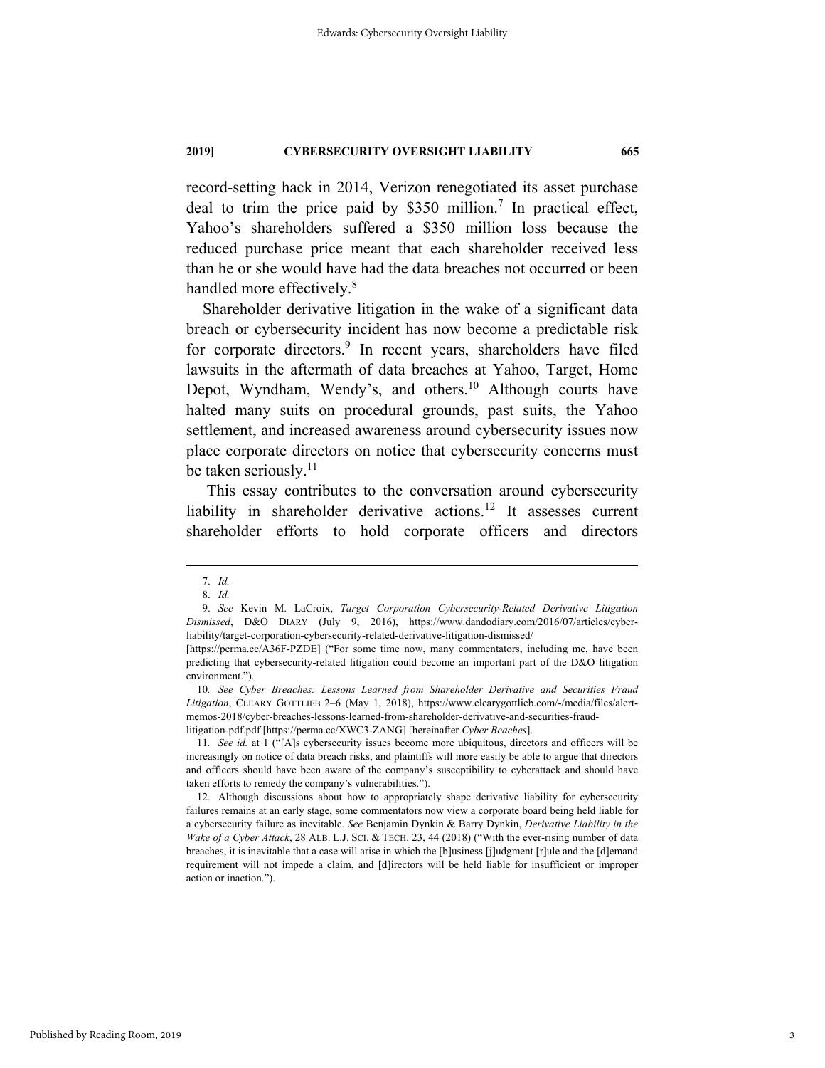record-setting hack in 2014, Verizon renegotiated its asset purchase deal to trim the price paid by $350 million.[7] In practical effect, Yahoo's shareholders suffered a $350 million loss because the reduced purchase price meant that each shareholder received less than he or she would have had the data breaches not occurred or been handled more effectively.[8]

Shareholder derivative litigation in the wake of a significant data breach or cybersecurity incident has now become a predictable risk for corporate directors.[9] In recent years, shareholders have filed lawsuits in the aftermath of data breaches at Yahoo, Target, Home Depot, Wyndham, Wendy's, and others.[10] Although courts have halted many suits on procedural grounds, past suits, the Yahoo settlement, and increased awareness around cybersecurity issues now place corporate directors on notice that cybersecurity concerns must be taken seriously.[11]

This essay contributes to the conversation around cybersecurity liability in shareholder derivative actions.[12] It assesses current shareholder efforts to hold corporate officers and directors

---

7. *Id.*

8. *Id.*

9. *See* Kevin M. LaCroix, *Target Corporation Cybersecurity-Related Derivative Litigation Dismissed*, D&O DIARY (July 9, 2016), https://www.dandodiary.com/2016/07/articles/cyber-liability/target-corporation-cybersecurity-related-derivative-litigation-dismissed/ [https://perma.cc/A36F-PZDE] ("For some time now, many commentators, including me, have been predicting that cybersecurity-related litigation could become an important part of the D&O litigation environment.").

10. *See Cyber Breaches: Lessons Learned from Shareholder Derivative and Securities Fraud Litigation*, CLEARY GOTTLIEB 2–6 (May 1, 2018), https://www.clearygottlieb.com/-/media/files/alert-memos-2018/cyber-breaches-lessons-learned-from-shareholder-derivative-and-securities-fraud-litigation-pdf.pdf [https://perma.cc/XWC3-ZANG] [hereinafter *Cyber Beaches*].

11. *See id.* at 1 ("[A]s cybersecurity issues become more ubiquitous, directors and officers will be increasingly on notice of data breach risks, and plaintiffs will more easily be able to argue that directors and officers should have been aware of the company's susceptibility to cyberattack and should have taken efforts to remedy the company's vulnerabilities.").

12. Although discussions about how to appropriately shape derivative liability for cybersecurity failures remains at an early stage, some commentators now view a corporate board being held liable for a cybersecurity failure as inevitable. *See* Benjamin Dynkin & Barry Dynkin, *Derivative Liability in the Wake of a Cyber Attack*, 28 ALB. L.J. SCI. & TECH. 23, 44 (2018) ("With the ever-rising number of data breaches, it is inevitable that a case will arise in which the [b]usiness [j]udgment [r]ule and the [d]emand requirement will not impede a claim, and [d]irectors will be held liable for insufficient or improper action or inaction.").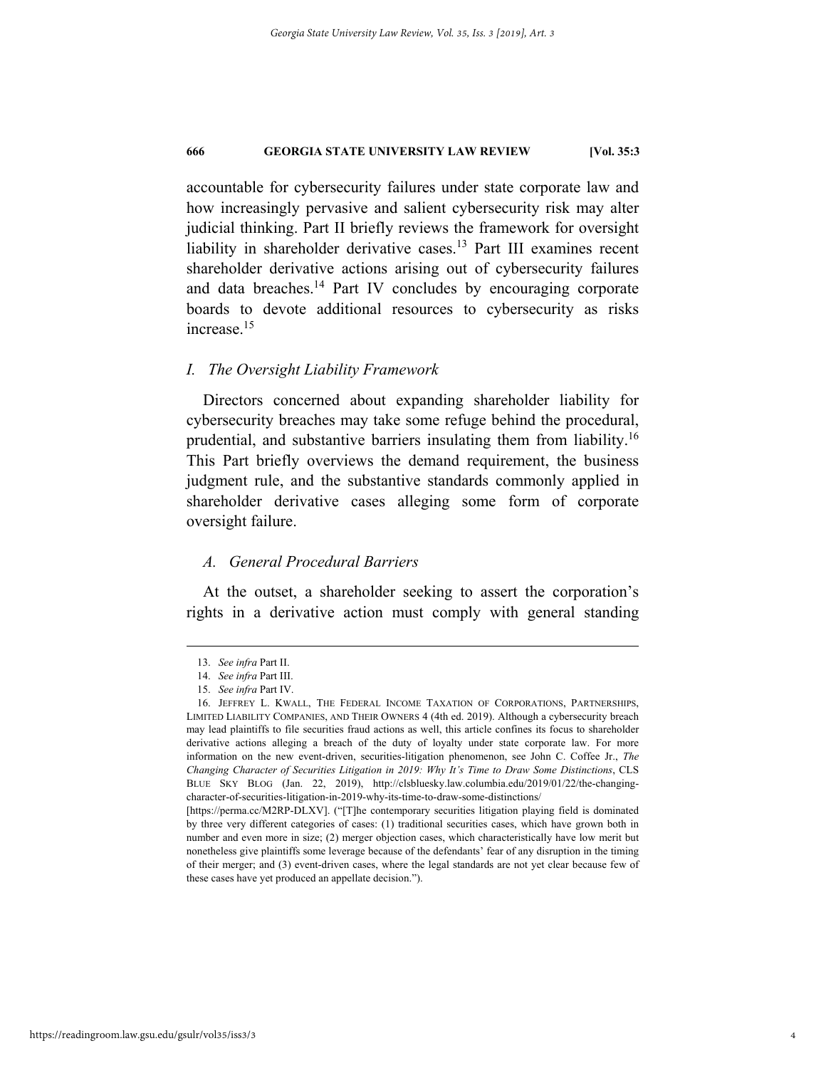accountable for cybersecurity failures under state corporate law and how increasingly pervasive and salient cybersecurity risk may alter judicial thinking. Part II briefly reviews the framework for oversight liability in shareholder derivative cases.[13] Part III examines recent shareholder derivative actions arising out of cybersecurity failures and data breaches.[14] Part IV concludes by encouraging corporate boards to devote additional resources to cybersecurity as risks increase.[15]

## *I. The Oversight Liability Framework*

Directors concerned about expanding shareholder liability for cybersecurity breaches may take some refuge behind the procedural, prudential, and substantive barriers insulating them from liability.[16] This Part briefly overviews the demand requirement, the business judgment rule, and the substantive standards commonly applied in shareholder derivative cases alleging some form of corporate oversight failure.

### *A. General Procedural Barriers*

At the outset, a shareholder seeking to assert the corporation's rights in a derivative action must comply with general standing

---

13. *See infra* Part II.

14. *See infra* Part III.

15. *See infra* Part IV.

16. JEFFREY L. KWALL, THE FEDERAL INCOME TAXATION OF CORPORATIONS, PARTNERSHIPS, LIMITED LIABILITY COMPANIES, AND THEIR OWNERS 4 (4th ed. 2019). Although a cybersecurity breach may lead plaintiffs to file securities fraud actions as well, this article confines its focus to shareholder derivative actions alleging a breach of the duty of loyalty under state corporate law. For more information on the new event-driven, securities-litigation phenomenon, see John C. Coffee Jr., *The Changing Character of Securities Litigation in 2019: Why It's Time to Draw Some Distinctions*, CLS BLUE SKY BLOG (Jan. 22, 2019), http://clsbluesky.law.columbia.edu/2019/01/22/the-changing-character-of-securities-litigation-in-2019-why-its-time-to-draw-some-distinctions/ [https://perma.cc/M2RP-DLXV]. ("[T]he contemporary securities litigation playing field is dominated by three very different categories of cases: (1) traditional securities cases, which have grown both in number and even more in size; (2) merger objection cases, which characteristically have low merit but nonetheless give plaintiffs some leverage because of the defendants' fear of any disruption in the timing of their merger; and (3) event-driven cases, where the legal standards are not yet clear because few of these cases have yet produced an appellate decision.").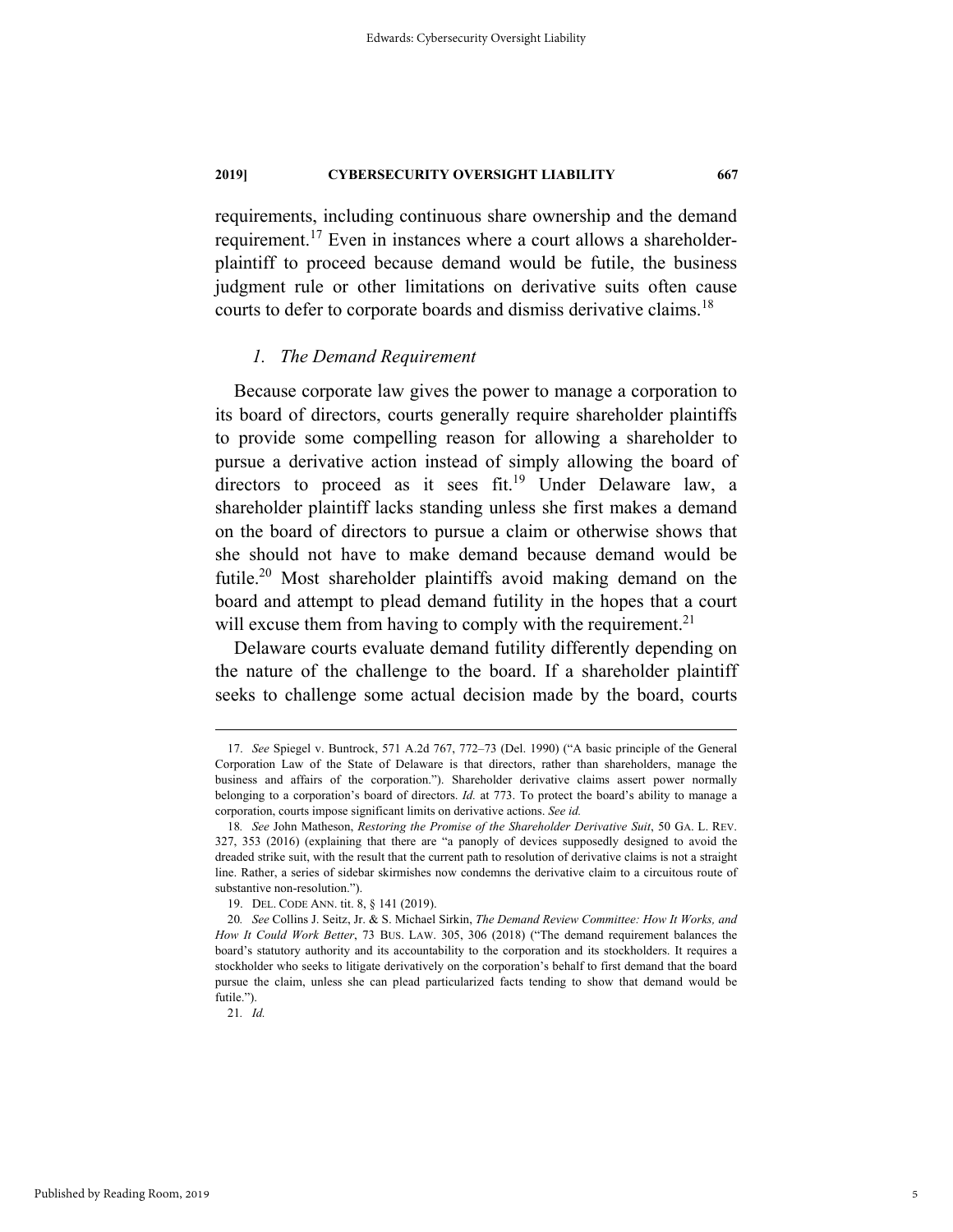requirements, including continuous share ownership and the demand requirement.[17] Even in instances where a court allows a shareholder-plaintiff to proceed because demand would be futile, the business judgment rule or other limitations on derivative suits often cause courts to defer to corporate boards and dismiss derivative claims.[18]

### *1. The Demand Requirement*

Because corporate law gives the power to manage a corporation to its board of directors, courts generally require shareholder plaintiffs to provide some compelling reason for allowing a shareholder to pursue a derivative action instead of simply allowing the board of directors to proceed as it sees fit.[19] Under Delaware law, a shareholder plaintiff lacks standing unless she first makes a demand on the board of directors to pursue a claim or otherwise shows that she should not have to make demand because demand would be futile.[20] Most shareholder plaintiffs avoid making demand on the board and attempt to plead demand futility in the hopes that a court will excuse them from having to comply with the requirement.[21]

Delaware courts evaluate demand futility differently depending on the nature of the challenge to the board. If a shareholder plaintiff seeks to challenge some actual decision made by the board, courts

---

17. *See* Spiegel v. Buntrock, 571 A.2d 767, 772–73 (Del. 1990) ("A basic principle of the General Corporation Law of the State of Delaware is that directors, rather than shareholders, manage the business and affairs of the corporation."). Shareholder derivative claims assert power normally belonging to a corporation's board of directors. *Id.* at 773. To protect the board's ability to manage a corporation, courts impose significant limits on derivative actions. *See id.*

18. *See* John Matheson, *Restoring the Promise of the Shareholder Derivative Suit*, 50 GA. L. REV. 327, 353 (2016) (explaining that there are "a panoply of devices supposedly designed to avoid the dreaded strike suit, with the result that the current path to resolution of derivative claims is not a straight line. Rather, a series of sidebar skirmishes now condemns the derivative claim to a circuitous route of substantive non-resolution.").

19. DEL. CODE ANN. tit. 8, § 141 (2019).

20. *See* Collins J. Seitz, Jr. & S. Michael Sirkin, *The Demand Review Committee: How It Works, and How It Could Work Better*, 73 BUS. LAW. 305, 306 (2018) ("The demand requirement balances the board's statutory authority and its accountability to the corporation and its stockholders. It requires a stockholder who seeks to litigate derivatively on the corporation's behalf to first demand that the board pursue the claim, unless she can plead particularized facts tending to show that demand would be futile.").

21. *Id.*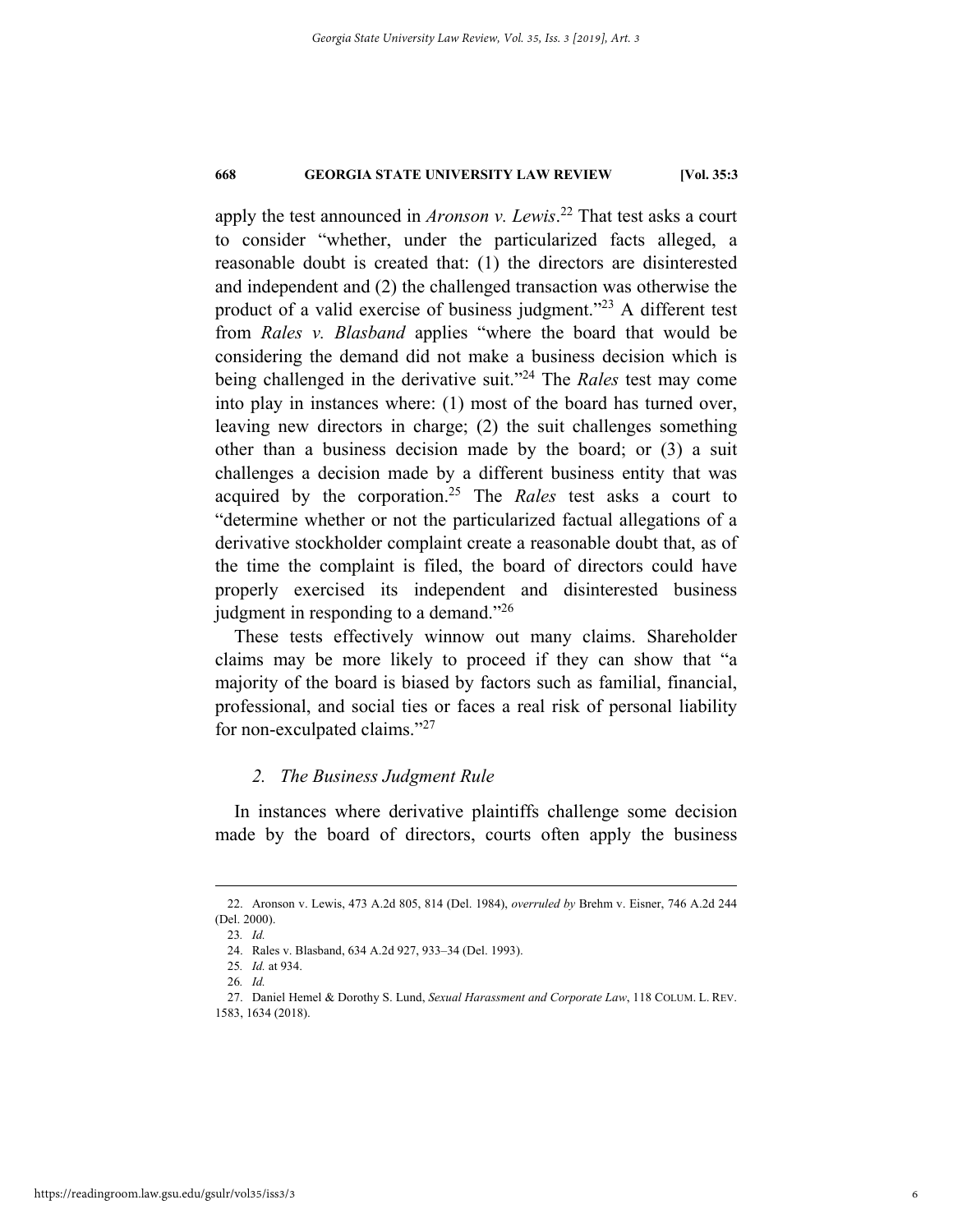apply the test announced in *Aronson v. Lewis*.[22] That test asks a court to consider "whether, under the particularized facts alleged, a reasonable doubt is created that: (1) the directors are disinterested and independent and (2) the challenged transaction was otherwise the product of a valid exercise of business judgment."[23] A different test from *Rales v. Blasband* applies "where the board that would be considering the demand did not make a business decision which is being challenged in the derivative suit."[24] The *Rales* test may come into play in instances where: (1) most of the board has turned over, leaving new directors in charge; (2) the suit challenges something other than a business decision made by the board; or (3) a suit challenges a decision made by a different business entity that was acquired by the corporation.[25] The *Rales* test asks a court to "determine whether or not the particularized factual allegations of a derivative stockholder complaint create a reasonable doubt that, as of the time the complaint is filed, the board of directors could have properly exercised its independent and disinterested business judgment in responding to a demand."[26]

These tests effectively winnow out many claims. Shareholder claims may be more likely to proceed if they can show that "a majority of the board is biased by factors such as familial, financial, professional, and social ties or faces a real risk of personal liability for non-exculpated claims."[27]

### *2. The Business Judgment Rule*

In instances where derivative plaintiffs challenge some decision made by the board of directors, courts often apply the business

---

22. Aronson v. Lewis, 473 A.2d 805, 814 (Del. 1984), *overruled by* Brehm v. Eisner, 746 A.2d 244 (Del. 2000).

23. *Id.*

24. Rales v. Blasband, 634 A.2d 927, 933–34 (Del. 1993).

25. *Id.* at 934.

26. *Id.*

27. Daniel Hemel & Dorothy S. Lund, *Sexual Harassment and Corporate Law*, 118 COLUM. L. REV. 1583, 1634 (2018).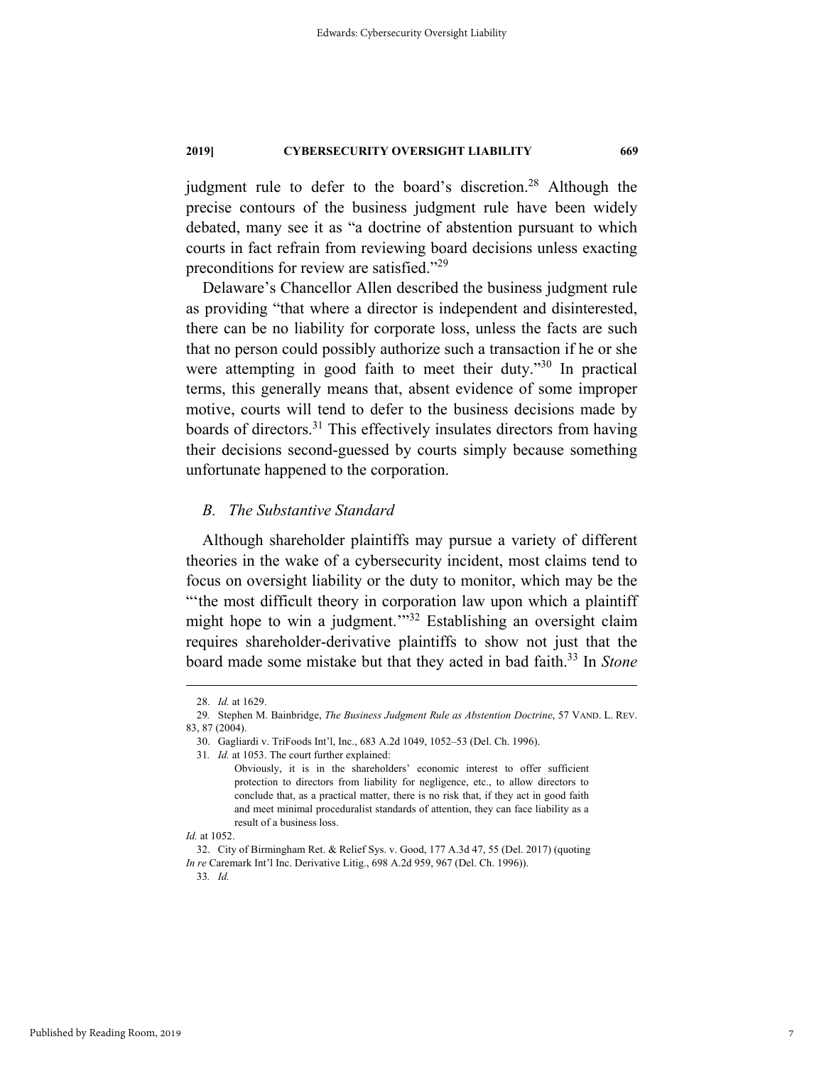judgment rule to defer to the board's discretion.[28] Although the precise contours of the business judgment rule have been widely debated, many see it as "a doctrine of abstention pursuant to which courts in fact refrain from reviewing board decisions unless exacting preconditions for review are satisfied."[29]

Delaware's Chancellor Allen described the business judgment rule as providing "that where a director is independent and disinterested, there can be no liability for corporate loss, unless the facts are such that no person could possibly authorize such a transaction if he or she were attempting in good faith to meet their duty."[30] In practical terms, this generally means that, absent evidence of some improper motive, courts will tend to defer to the business decisions made by boards of directors.[31] This effectively insulates directors from having their decisions second-guessed by courts simply because something unfortunate happened to the corporation.

### *B. The Substantive Standard*

Although shareholder plaintiffs may pursue a variety of different theories in the wake of a cybersecurity incident, most claims tend to focus on oversight liability or the duty to monitor, which may be the "'the most difficult theory in corporation law upon which a plaintiff might hope to win a judgment.'"[32] Establishing an oversight claim requires shareholder-derivative plaintiffs to show not just that the board made some mistake but that they acted in bad faith.[33] In *Stone*

---

28. *Id.* at 1629.

29. Stephen M. Bainbridge, *The Business Judgment Rule as Abstention Doctrine*, 57 VAND. L. REV. 83, 87 (2004).

30. Gagliardi v. TriFoods Int'l, Inc., 683 A.2d 1049, 1052–53 (Del. Ch. 1996).

31. *Id.* at 1053. The court further explained:

> Obviously, it is in the shareholders' economic interest to offer sufficient protection to directors from liability for negligence, etc., to allow directors to conclude that, as a practical matter, there is no risk that, if they act in good faith and meet minimal proceduralist standards of attention, they can face liability as a result of a business loss.

*Id.* at 1052.

32. City of Birmingham Ret. & Relief Sys. v. Good, 177 A.3d 47, 55 (Del. 2017) (quoting *In re* Caremark Int'l Inc. Derivative Litig., 698 A.2d 959, 967 (Del. Ch. 1996)).

33. *Id.*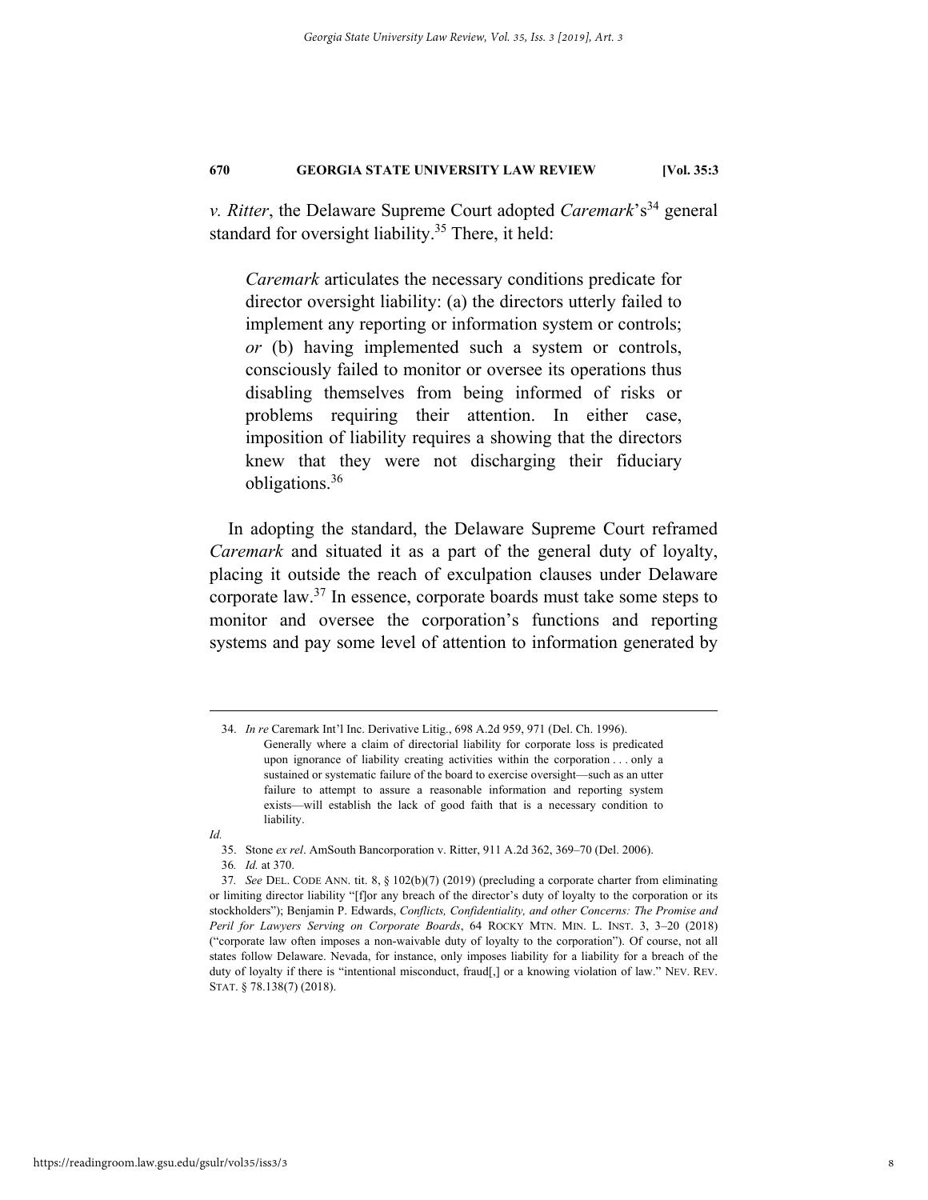*v. Ritter*, the Delaware Supreme Court adopted *Caremark*'s[34] general standard for oversight liability.[35] There, it held:

> *Caremark* articulates the necessary conditions predicate for director oversight liability: (a) the directors utterly failed to implement any reporting or information system or controls; *or* (b) having implemented such a system or controls, consciously failed to monitor or oversee its operations thus disabling themselves from being informed of risks or problems requiring their attention. In either case, imposition of liability requires a showing that the directors knew that they were not discharging their fiduciary obligations.[36]

In adopting the standard, the Delaware Supreme Court reframed *Caremark* and situated it as a part of the general duty of loyalty, placing it outside the reach of exculpation clauses under Delaware corporate law.[37] In essence, corporate boards must take some steps to monitor and oversee the corporation's functions and reporting systems and pay some level of attention to information generated by

---

34. *In re* Caremark Int'l Inc. Derivative Litig., 698 A.2d 959, 971 (Del. Ch. 1996).

> Generally where a claim of directorial liability for corporate loss is predicated upon ignorance of liability creating activities within the corporation . . . only a sustained or systematic failure of the board to exercise oversight—such as an utter failure to attempt to assure a reasonable information and reporting system exists—will establish the lack of good faith that is a necessary condition to liability.

*Id.*

35. Stone *ex rel*. AmSouth Bancorporation v. Ritter, 911 A.2d 362, 369–70 (Del. 2006).

36. *Id.* at 370.

37. *See* DEL. CODE ANN. tit. 8, § 102(b)(7) (2019) (precluding a corporate charter from eliminating or limiting director liability "[f]or any breach of the director's duty of loyalty to the corporation or its stockholders"); Benjamin P. Edwards, *Conflicts, Confidentiality, and other Concerns: The Promise and Peril for Lawyers Serving on Corporate Boards*, 64 ROCKY MTN. MIN. L. INST. 3, 3–20 (2018) ("corporate law often imposes a non-waivable duty of loyalty to the corporation"). Of course, not all states follow Delaware. Nevada, for instance, only imposes liability for a liability for a breach of the duty of loyalty if there is "intentional misconduct, fraud[,] or a knowing violation of law." NEV. REV. STAT. § 78.138(7) (2018).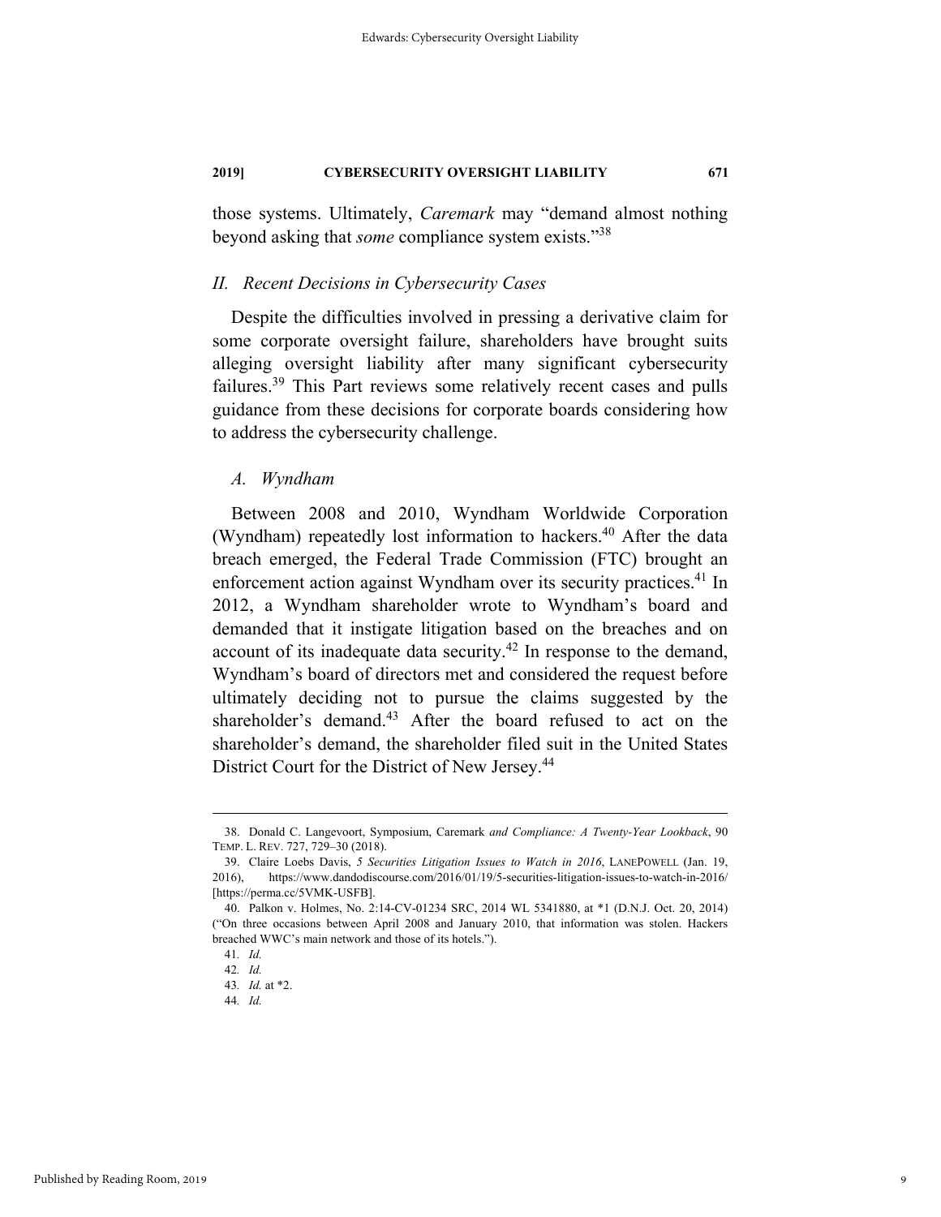those systems. Ultimately, *Caremark* may "demand almost nothing beyond asking that *some* compliance system exists."[38]

## *II. Recent Decisions in Cybersecurity Cases*

Despite the difficulties involved in pressing a derivative claim for some corporate oversight failure, shareholders have brought suits alleging oversight liability after many significant cybersecurity failures.[39] This Part reviews some relatively recent cases and pulls guidance from these decisions for corporate boards considering how to address the cybersecurity challenge.

### *A. Wyndham*

Between 2008 and 2010, Wyndham Worldwide Corporation (Wyndham) repeatedly lost information to hackers.[40] After the data breach emerged, the Federal Trade Commission (FTC) brought an enforcement action against Wyndham over its security practices.[41] In 2012, a Wyndham shareholder wrote to Wyndham's board and demanded that it instigate litigation based on the breaches and on account of its inadequate data security.[42] In response to the demand, Wyndham's board of directors met and considered the request before ultimately deciding not to pursue the claims suggested by the shareholder's demand.[43] After the board refused to act on the shareholder's demand, the shareholder filed suit in the United States District Court for the District of New Jersey.[44]

---

38. Donald C. Langevoort, Symposium, Caremark *and Compliance: A Twenty-Year Lookback*, 90 TEMP. L. REV. 727, 729–30 (2018).

39. Claire Loebs Davis, *5 Securities Litigation Issues to Watch in 2016*, LANEPOWELL (Jan. 19, 2016), https://www.dandodiscourse.com/2016/01/19/5-securities-litigation-issues-to-watch-in-2016/ [https://perma.cc/5VMK-USFB].

40. Palkon v. Holmes, No. 2:14-CV-01234 SRC, 2014 WL 5341880, at *1 (D.N.J. Oct. 20, 2014) ("On three occasions between April 2008 and January 2010, that information was stolen. Hackers breached WWC's main network and those of its hotels.").

41. *Id.*

42. *Id.*

43. *Id.* at *2.

44. *Id.*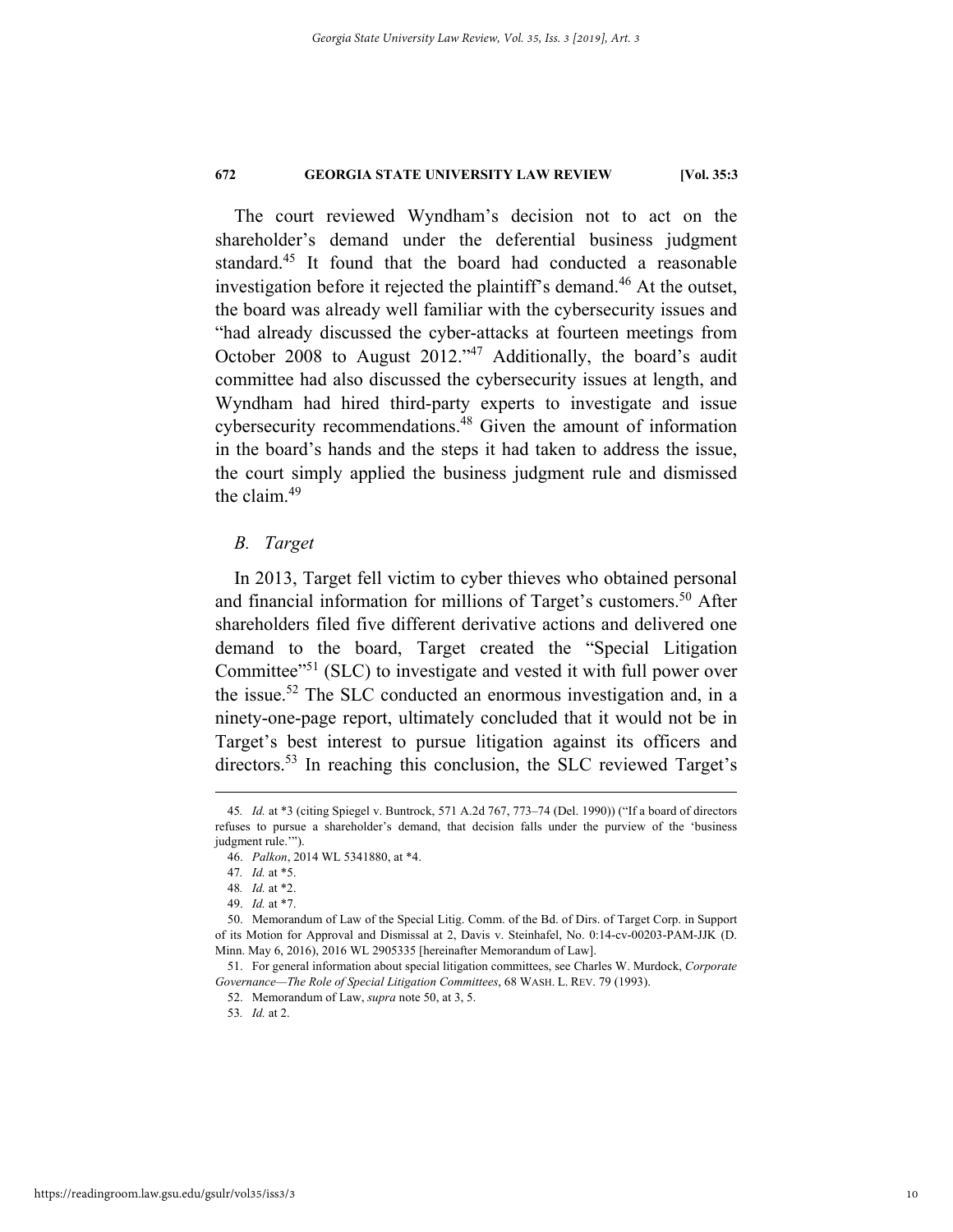The court reviewed Wyndham's decision not to act on the shareholder's demand under the deferential business judgment standard.[45] It found that the board had conducted a reasonable investigation before it rejected the plaintiff's demand.[46] At the outset, the board was already well familiar with the cybersecurity issues and "had already discussed the cyber-attacks at fourteen meetings from October 2008 to August 2012."[47] Additionally, the board's audit committee had also discussed the cybersecurity issues at length, and Wyndham had hired third-party experts to investigate and issue cybersecurity recommendations.[48] Given the amount of information in the board's hands and the steps it had taken to address the issue, the court simply applied the business judgment rule and dismissed the claim.[49]

### *B. Target*

In 2013, Target fell victim to cyber thieves who obtained personal and financial information for millions of Target's customers.[50] After shareholders filed five different derivative actions and delivered one demand to the board, Target created the "Special Litigation Committee"[51] (SLC) to investigate and vested it with full power over the issue.[52] The SLC conducted an enormous investigation and, in a ninety-one-page report, ultimately concluded that it would not be in Target's best interest to pursue litigation against its officers and directors.[53] In reaching this conclusion, the SLC reviewed Target's

---

45. *Id.* at \*3 (citing Spiegel v. Buntrock, 571 A.2d 767, 773–74 (Del. 1990)) ("If a board of directors refuses to pursue a shareholder's demand, that decision falls under the purview of the 'business judgment rule.'").

46. *Palkon*, 2014 WL 5341880, at \*4.

47. *Id.* at \*5.

48. *Id.* at \*2.

49. *Id.* at \*7.

50. Memorandum of Law of the Special Litig. Comm. of the Bd. of Dirs. of Target Corp. in Support of its Motion for Approval and Dismissal at 2, Davis v. Steinhafel, No. 0:14-cv-00203-PAM-JJK (D. Minn. May 6, 2016), 2016 WL 2905335 [hereinafter Memorandum of Law].

51. For general information about special litigation committees, see Charles W. Murdock, *Corporate Governance—The Role of Special Litigation Committees*, 68 WASH. L. REV. 79 (1993).

52. Memorandum of Law, *supra* note 50, at 3, 5.

53. *Id.* at 2.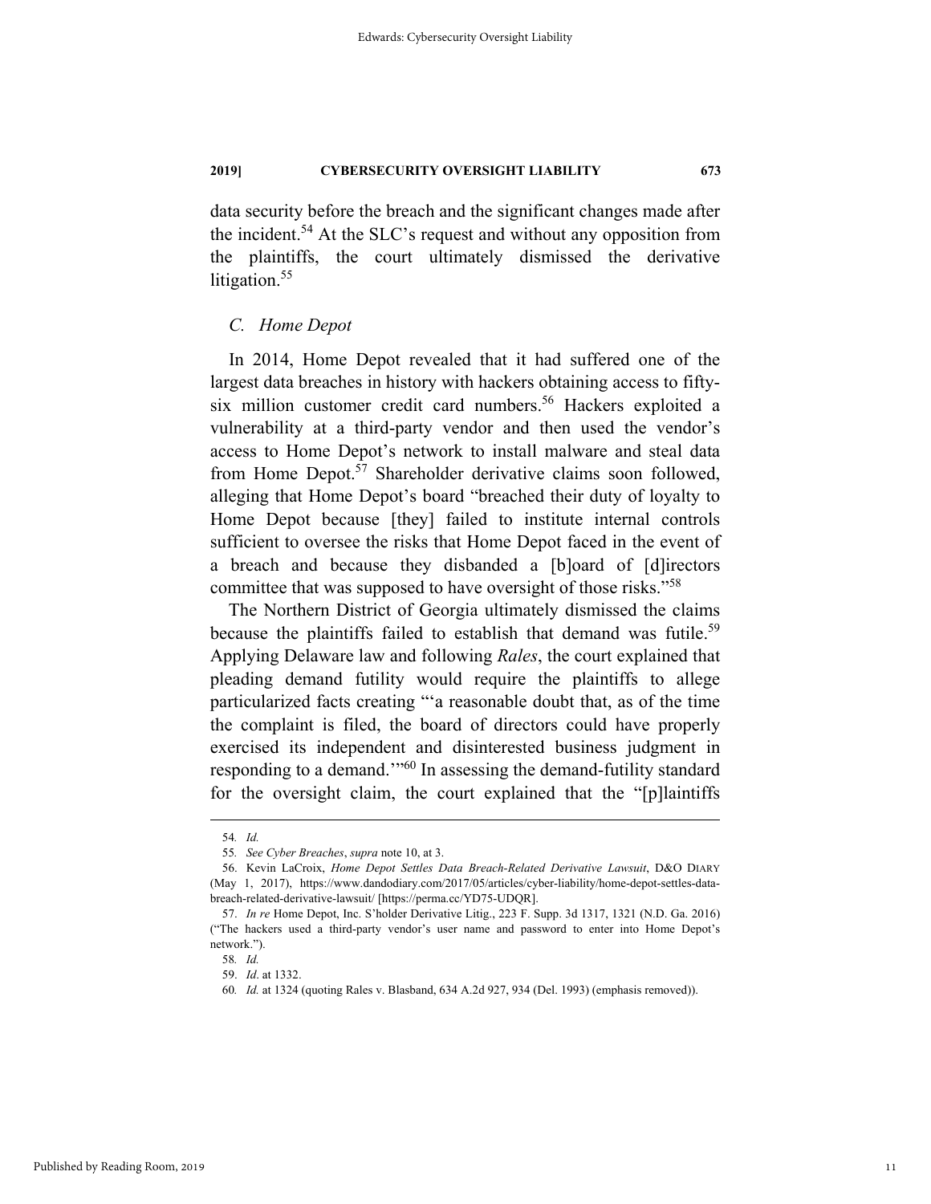data security before the breach and the significant changes made after the incident.[54] At the SLC's request and without any opposition from the plaintiffs, the court ultimately dismissed the derivative litigation.[55]

### *C. Home Depot*

In 2014, Home Depot revealed that it had suffered one of the largest data breaches in history with hackers obtaining access to fifty-six million customer credit card numbers.[56] Hackers exploited a vulnerability at a third-party vendor and then used the vendor's access to Home Depot's network to install malware and steal data from Home Depot.[57] Shareholder derivative claims soon followed, alleging that Home Depot's board "breached their duty of loyalty to Home Depot because [they] failed to institute internal controls sufficient to oversee the risks that Home Depot faced in the event of a breach and because they disbanded a [b]oard of [d]irectors committee that was supposed to have oversight of those risks."[58]

The Northern District of Georgia ultimately dismissed the claims because the plaintiffs failed to establish that demand was futile.[59] Applying Delaware law and following *Rales*, the court explained that pleading demand futility would require the plaintiffs to allege particularized facts creating "'a reasonable doubt that, as of the time the complaint is filed, the board of directors could have properly exercised its independent and disinterested business judgment in responding to a demand.'"[60] In assessing the demand-futility standard for the oversight claim, the court explained that the "[p]laintiffs

---

54. *Id.*

55. *See Cyber Breaches*, *supra* note 10, at 3.

56. Kevin LaCroix, *Home Depot Settles Data Breach-Related Derivative Lawsuit*, D&O DIARY (May 1, 2017), https://www.dandodiary.com/2017/05/articles/cyber-liability/home-depot-settles-data-breach-related-derivative-lawsuit/ [https://perma.cc/YD75-UDQR].

57. *In re* Home Depot, Inc. S'holder Derivative Litig., 223 F. Supp. 3d 1317, 1321 (N.D. Ga. 2016) ("The hackers used a third-party vendor's user name and password to enter into Home Depot's network.").

58. *Id.*

59. *Id*. at 1332.

60. *Id.* at 1324 (quoting Rales v. Blasband, 634 A.2d 927, 934 (Del. 1993) (emphasis removed)).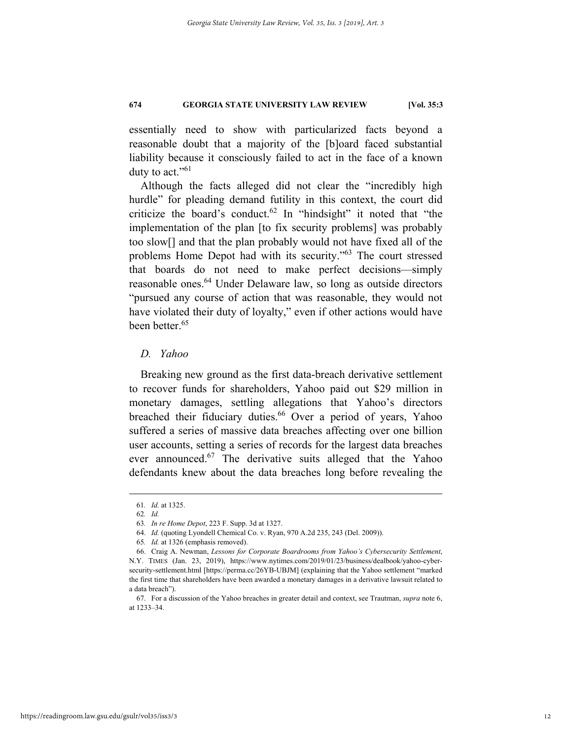essentially need to show with particularized facts beyond a reasonable doubt that a majority of the [b]oard faced substantial liability because it consciously failed to act in the face of a known duty to act."[61]

Although the facts alleged did not clear the "incredibly high hurdle" for pleading demand futility in this context, the court did criticize the board's conduct.[62] In "hindsight" it noted that "the implementation of the plan [to fix security problems] was probably too slow[] and that the plan probably would not have fixed all of the problems Home Depot had with its security."[63] The court stressed that boards do not need to make perfect decisions—simply reasonable ones.[64] Under Delaware law, so long as outside directors "pursued any course of action that was reasonable, they would not have violated their duty of loyalty," even if other actions would have been better.[65]

### *D. Yahoo*

Breaking new ground as the first data-breach derivative settlement to recover funds for shareholders, Yahoo paid out $29 million in monetary damages, settling allegations that Yahoo's directors breached their fiduciary duties.[66] Over a period of years, Yahoo suffered a series of massive data breaches affecting over one billion user accounts, setting a series of records for the largest data breaches ever announced.[67] The derivative suits alleged that the Yahoo defendants knew about the data breaches long before revealing the

---

61. *Id.* at 1325.

62. *Id.*

63. *In re Home Depot*, 223 F. Supp. 3d at 1327.

64. *Id.* (quoting Lyondell Chemical Co. v. Ryan, 970 A.2d 235, 243 (Del. 2009)).

65. *Id.* at 1326 (emphasis removed).

66. Craig A. Newman, *Lessons for Corporate Boardrooms from Yahoo's Cybersecurity Settlement*, N.Y. TIMES (Jan. 23, 2019), https://www.nytimes.com/2019/01/23/business/dealbook/yahoo-cyber-security-settlement.html [https://perma.cc/26YB-UBJM] (explaining that the Yahoo settlement "marked the first time that shareholders have been awarded a monetary damages in a derivative lawsuit related to a data breach").

67. For a discussion of the Yahoo breaches in greater detail and context, see Trautman, *supra* note 6, at 1233–34.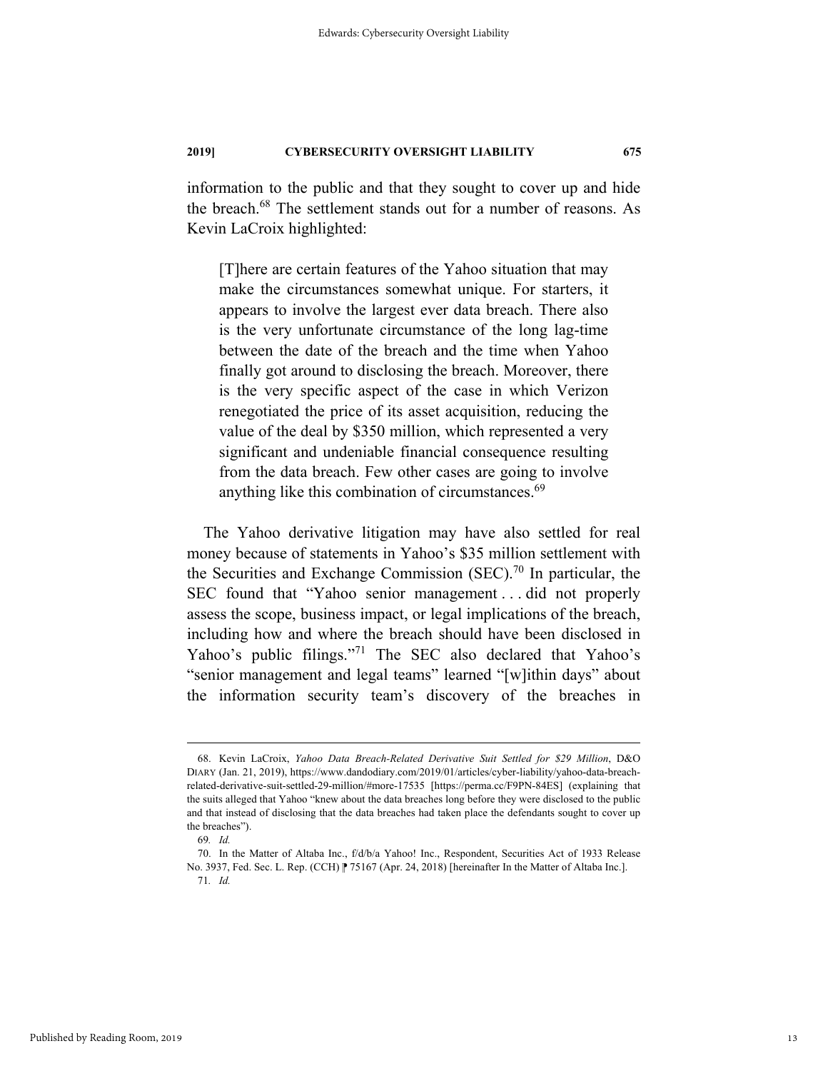information to the public and that they sought to cover up and hide the breach.[68] The settlement stands out for a number of reasons. As Kevin LaCroix highlighted:

> [T]here are certain features of the Yahoo situation that may make the circumstances somewhat unique. For starters, it appears to involve the largest ever data breach. There also is the very unfortunate circumstance of the long lag-time between the date of the breach and the time when Yahoo finally got around to disclosing the breach. Moreover, there is the very specific aspect of the case in which Verizon renegotiated the price of its asset acquisition, reducing the value of the deal by $350 million, which represented a very significant and undeniable financial consequence resulting from the data breach. Few other cases are going to involve anything like this combination of circumstances.[69]

The Yahoo derivative litigation may have also settled for real money because of statements in Yahoo's $35 million settlement with the Securities and Exchange Commission (SEC).[70] In particular, the SEC found that "Yahoo senior management . . . did not properly assess the scope, business impact, or legal implications of the breach, including how and where the breach should have been disclosed in Yahoo's public filings."[71] The SEC also declared that Yahoo's "senior management and legal teams" learned "[w]ithin days" about the information security team's discovery of the breaches in

---

68. Kevin LaCroix, *Yahoo Data Breach-Related Derivative Suit Settled for $29 Million*, D&O DIARY (Jan. 21, 2019), https://www.dandodiary.com/2019/01/articles/cyber-liability/yahoo-data-breach-related-derivative-suit-settled-29-million/#more-17535 [https://perma.cc/F9PN-84ES] (explaining that the suits alleged that Yahoo "knew about the data breaches long before they were disclosed to the public and that instead of disclosing that the data breaches had taken place the defendants sought to cover up the breaches").

69. *Id.*

70. In the Matter of Altaba Inc., f/d/b/a Yahoo! Inc., Respondent, Securities Act of 1933 Release No. 3937, Fed. Sec. L. Rep. (CCH) ¶ 75167 (Apr. 24, 2018) [hereinafter In the Matter of Altaba Inc.].

71. *Id.*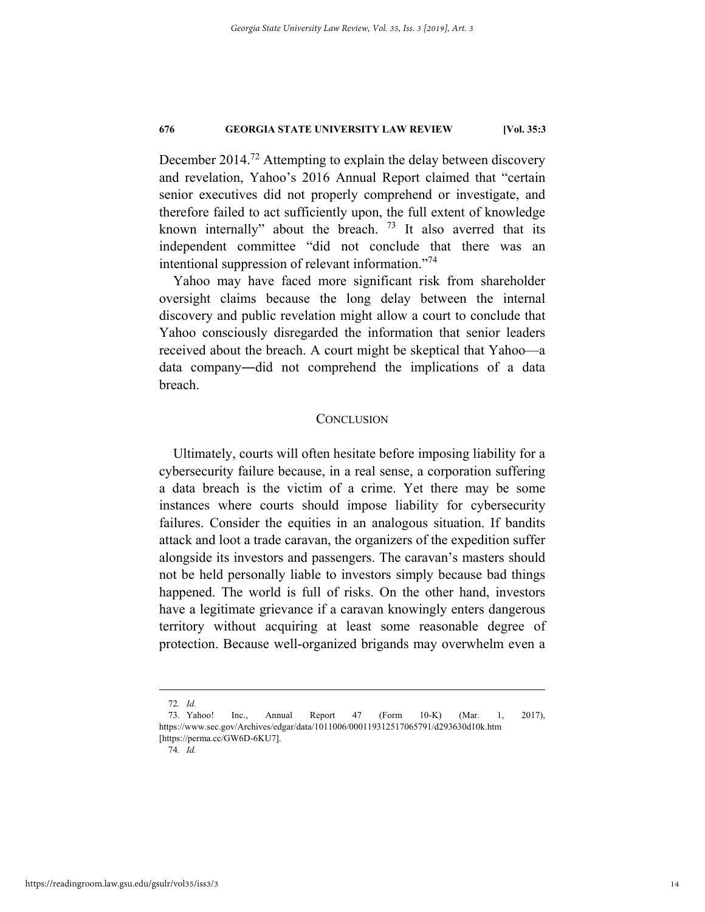December 2014.[72] Attempting to explain the delay between discovery and revelation, Yahoo's 2016 Annual Report claimed that "certain senior executives did not properly comprehend or investigate, and therefore failed to act sufficiently upon, the full extent of knowledge known internally" about the breach. [73] It also averred that its independent committee "did not conclude that there was an intentional suppression of relevant information."[74]

Yahoo may have faced more significant risk from shareholder oversight claims because the long delay between the internal discovery and public revelation might allow a court to conclude that Yahoo consciously disregarded the information that senior leaders received about the breach. A court might be skeptical that Yahoo—a data company―did not comprehend the implications of a data breach.

## CONCLUSION

Ultimately, courts will often hesitate before imposing liability for a cybersecurity failure because, in a real sense, a corporation suffering a data breach is the victim of a crime. Yet there may be some instances where courts should impose liability for cybersecurity failures. Consider the equities in an analogous situation. If bandits attack and loot a trade caravan, the organizers of the expedition suffer alongside its investors and passengers. The caravan's masters should not be held personally liable to investors simply because bad things happened. The world is full of risks. On the other hand, investors have a legitimate grievance if a caravan knowingly enters dangerous territory without acquiring at least some reasonable degree of protection. Because well-organized brigands may overwhelm even a

---

72. *Id.*

73. Yahoo! Inc., Annual Report 47 (Form 10-K) (Mar. 1, 2017), https://www.sec.gov/Archives/edgar/data/1011006/000119312517065791/d293630d10k.htm [https://perma.cc/GW6D-6KU7].

74. *Id.*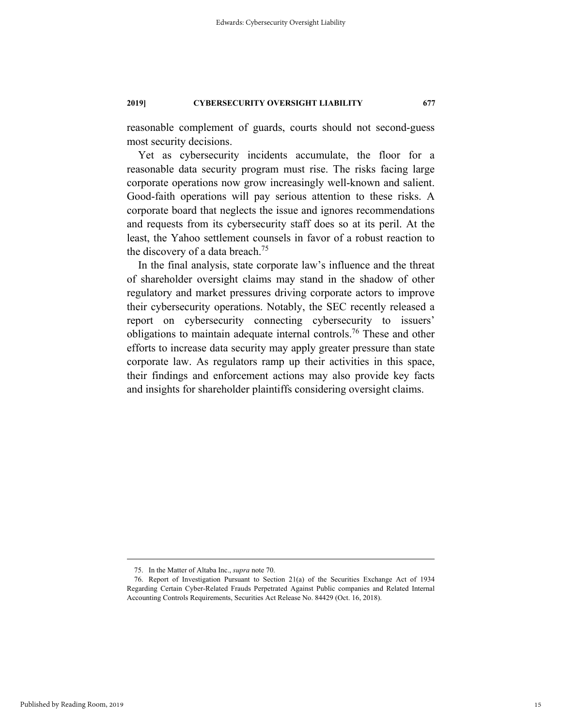reasonable complement of guards, courts should not second-guess most security decisions.

Yet as cybersecurity incidents accumulate, the floor for a reasonable data security program must rise. The risks facing large corporate operations now grow increasingly well-known and salient. Good-faith operations will pay serious attention to these risks. A corporate board that neglects the issue and ignores recommendations and requests from its cybersecurity staff does so at its peril. At the least, the Yahoo settlement counsels in favor of a robust reaction to the discovery of a data breach.[75]

In the final analysis, state corporate law's influence and the threat of shareholder oversight claims may stand in the shadow of other regulatory and market pressures driving corporate actors to improve their cybersecurity operations. Notably, the SEC recently released a report on cybersecurity connecting cybersecurity to issuers' obligations to maintain adequate internal controls.[76] These and other efforts to increase data security may apply greater pressure than state corporate law. As regulators ramp up their activities in this space, their findings and enforcement actions may also provide key facts and insights for shareholder plaintiffs considering oversight claims.

---

75. In the Matter of Altaba Inc., *supra* note 70.

76. Report of Investigation Pursuant to Section 21(a) of the Securities Exchange Act of 1934 Regarding Certain Cyber-Related Frauds Perpetrated Against Public companies and Related Internal Accounting Controls Requirements, Securities Act Release No. 84429 (Oct. 16, 2018).